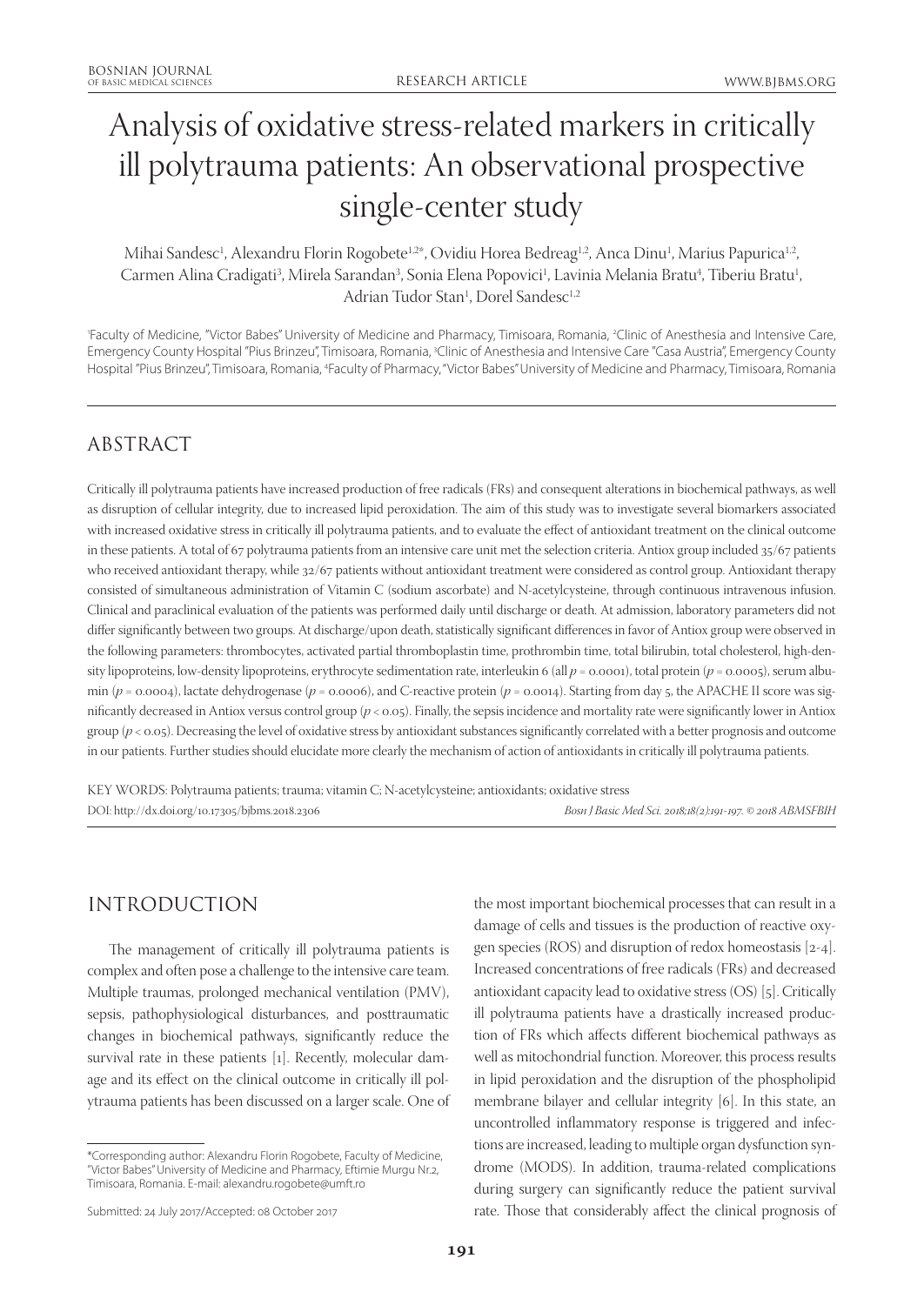# Analysis of oxidative stress-related markers in critically ill polytrauma patients: An observational prospective single-center study

Mihai Sandesc[1], Alexandru Florin Rogobete[1,2*], Ovidiu Horea Bedreag[1,2], Anca Dinu[1], Marius Papurica[1,2], Carmen Alina Cradigati[3], Mirela Sarandan[3], Sonia Elena Popovici[1], Lavinia Melania Bratu[4], Tiberiu Bratu[1], Adrian Tudor Stan[1], Dorel Sandesc[1,2]

[1]Faculty of Medicine, "Victor Babes" University of Medicine and Pharmacy, Timisoara, Romania, [2]Clinic of Anesthesia and Intensive Care, Emergency County Hospital "Pius Brinzeu", Timisoara, Romania, [3]Clinic of Anesthesia and Intensive Care "Casa Austria", Emergency County Hospital "Pius Brinzeu", Timisoara, Romania, [4]Faculty of Pharmacy, "Victor Babes" University of Medicine and Pharmacy, Timisoara, Romania

## ABSTRACT

Critically ill polytrauma patients have increased production of free radicals (FRs) and consequent alterations in biochemical pathways, as well as disruption of cellular integrity, due to increased lipid peroxidation. The aim of this study was to investigate several biomarkers associated with increased oxidative stress in critically ill polytrauma patients, and to evaluate the effect of antioxidant treatment on the clinical outcome in these patients. A total of 67 polytrauma patients from an intensive care unit met the selection criteria. Antiox group included 35/67 patients who received antioxidant therapy, while 32/67 patients without antioxidant treatment were considered as control group. Antioxidant therapy consisted of simultaneous administration of Vitamin C (sodium ascorbate) and N-acetylcysteine, through continuous intravenous infusion. Clinical and paraclinical evaluation of the patients was performed daily until discharge or death. At admission, laboratory parameters did not differ significantly between two groups. At discharge/upon death, statistically significant differences in favor of Antiox group were observed in the following parameters: thrombocytes, activated partial thromboplastin time, prothrombin time, total bilirubin, total cholesterol, high-density lipoproteins, low-density lipoproteins, erythrocyte sedimentation rate, interleukin 6 (all $p = 0.0001$), total protein ($p = 0.0005$), serum albumin ($p = 0.0004$), lactate dehydrogenase ($p = 0.0006$), and C-reactive protein ($p = 0.0014$). Starting from day 5, the APACHE II score was significantly decreased in Antiox versus control group ($p < 0.05$). Finally, the sepsis incidence and mortality rate were significantly lower in Antiox group ($p < 0.05$). Decreasing the level of oxidative stress by antioxidant substances significantly correlated with a better prognosis and outcome in our patients. Further studies should elucidate more clearly the mechanism of action of antioxidants in critically ill polytrauma patients.

KEY WORDS: Polytrauma patients; trauma; vitamin C; N-acetylcysteine; antioxidants; oxidative stress

DOI: http://dx.doi.org/10.17305/bjbms.2018.2306

*Bosn J Basic Med Sci. 2018;18(2):191-197. © 2018 ABMSFBIH*

## INTRODUCTION

The management of critically ill polytrauma patients is complex and often pose a challenge to the intensive care team. Multiple traumas, prolonged mechanical ventilation (PMV), sepsis, pathophysiological disturbances, and posttraumatic changes in biochemical pathways, significantly reduce the survival rate in these patients [1]. Recently, molecular damage and its effect on the clinical outcome in critically ill polytrauma patients has been discussed on a larger scale. One of the most important biochemical processes that can result in a damage of cells and tissues is the production of reactive oxygen species (ROS) and disruption of redox homeostasis [2-4]. Increased concentrations of free radicals (FRs) and decreased antioxidant capacity lead to oxidative stress (OS) [5]. Critically ill polytrauma patients have a drastically increased production of FRs which affects different biochemical pathways as well as mitochondrial function. Moreover, this process results in lipid peroxidation and the disruption of the phospholipid membrane bilayer and cellular integrity [6]. In this state, an uncontrolled inflammatory response is triggered and infections are increased, leading to multiple organ dysfunction syndrome (MODS). In addition, trauma-related complications during surgery can significantly reduce the patient survival rate. Those that considerably affect the clinical prognosis of

*Corresponding author: Alexandru Florin Rogobete, Faculty of Medicine, "Victor Babes" University of Medicine and Pharmacy, Eftimie Murgu Nr.2, Timisoara, Romania. E-mail: alexandru.rogobete@umft.ro

Submitted: 24 July 2017/Accepted: 08 October 2017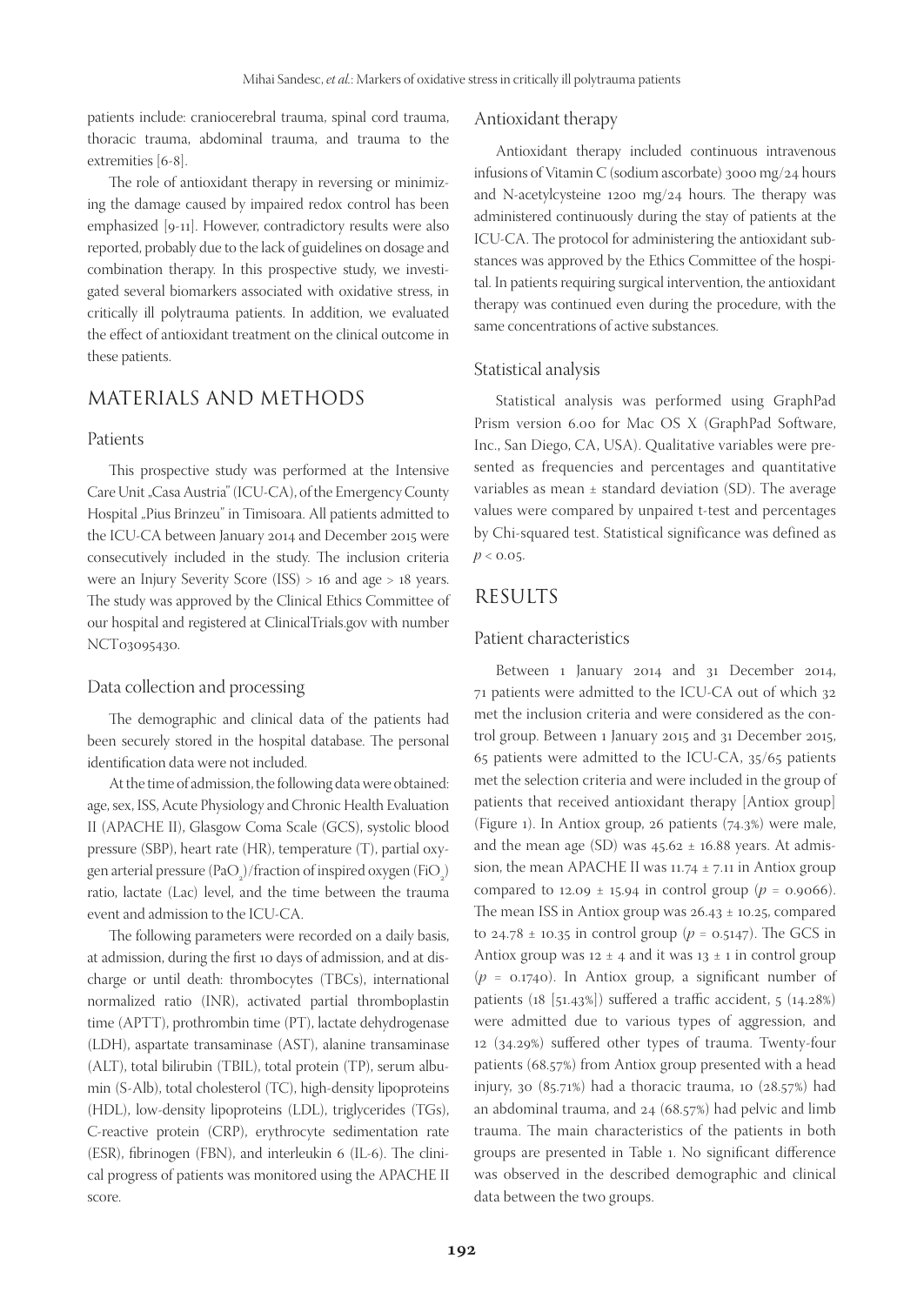patients include: craniocerebral trauma, spinal cord trauma, thoracic trauma, abdominal trauma, and trauma to the extremities [6-8].

The role of antioxidant therapy in reversing or minimizing the damage caused by impaired redox control has been emphasized [9-11]. However, contradictory results were also reported, probably due to the lack of guidelines on dosage and combination therapy. In this prospective study, we investigated several biomarkers associated with oxidative stress, in critically ill polytrauma patients. In addition, we evaluated the effect of antioxidant treatment on the clinical outcome in these patients.

## MATERIALS AND METHODS

### Patients

This prospective study was performed at the Intensive Care Unit „Casa Austria" (ICU-CA), of the Emergency County Hospital „Pius Brinzeu" in Timisoara. All patients admitted to the ICU-CA between January 2014 and December 2015 were consecutively included in the study. The inclusion criteria were an Injury Severity Score (ISS) > 16 and age > 18 years. The study was approved by the Clinical Ethics Committee of our hospital and registered at ClinicalTrials.gov with number NCT03095430.

### Data collection and processing

The demographic and clinical data of the patients had been securely stored in the hospital database. The personal identification data were not included.

At the time of admission, the following data were obtained: age, sex, ISS, Acute Physiology and Chronic Health Evaluation II (APACHE II), Glasgow Coma Scale (GCS), systolic blood pressure (SBP), heart rate (HR), temperature (T), partial oxygen arterial pressure ($PaO_2$)/fraction of inspired oxygen ($FiO_2$) ratio, lactate (Lac) level, and the time between the trauma event and admission to the ICU-CA.

The following parameters were recorded on a daily basis, at admission, during the first 10 days of admission, and at discharge or until death: thrombocytes (TBCs), international normalized ratio (INR), activated partial thromboplastin time (APTT), prothrombin time (PT), lactate dehydrogenase (LDH), aspartate transaminase (AST), alanine transaminase (ALT), total bilirubin (TBIL), total protein (TP), serum albumin (S-Alb), total cholesterol (TC), high-density lipoproteins (HDL), low-density lipoproteins (LDL), triglycerides (TGs), C-reactive protein (CRP), erythrocyte sedimentation rate (ESR), fibrinogen (FBN), and interleukin 6 (IL-6). The clinical progress of patients was monitored using the APACHE II score.

### Antioxidant therapy

Antioxidant therapy included continuous intravenous infusions of Vitamin C (sodium ascorbate) 3000 mg/24 hours and N-acetylcysteine 1200 mg/24 hours. The therapy was administered continuously during the stay of patients at the ICU-CA. The protocol for administering the antioxidant substances was approved by the Ethics Committee of the hospital. In patients requiring surgical intervention, the antioxidant therapy was continued even during the procedure, with the same concentrations of active substances.

### Statistical analysis

Statistical analysis was performed using GraphPad Prism version 6.00 for Mac OS X (GraphPad Software, Inc., San Diego, CA, USA). Qualitative variables were presented as frequencies and percentages and quantitative variables as mean ± standard deviation (SD). The average values were compared by unpaired t-test and percentages by Chi-squared test. Statistical significance was defined as $p < 0.05$.

## RESULTS

### Patient characteristics

Between 1 January 2014 and 31 December 2014, 71 patients were admitted to the ICU-CA out of which 32 met the inclusion criteria and were considered as the control group. Between 1 January 2015 and 31 December 2015, 65 patients were admitted to the ICU-CA, 35/65 patients met the selection criteria and were included in the group of patients that received antioxidant therapy [Antiox group] (Figure 1). In Antiox group, 26 patients (74.3%) were male, and the mean age (SD) was 45.62 ± 16.88 years. At admission, the mean APACHE II was 11.74 ± 7.11 in Antiox group compared to 12.09 ± 15.94 in control group ($p = 0.9066$). The mean ISS in Antiox group was 26.43 ± 10.25, compared to 24.78 ± 10.35 in control group ($p = 0.5147$). The GCS in Antiox group was 12 ± 4 and it was 13 ± 1 in control group ($p = 0.1740$). In Antiox group, a significant number of patients (18 [51.43%]) suffered a traffic accident, 5 (14.28%) were admitted due to various types of aggression, and 12 (34.29%) suffered other types of trauma. Twenty-four patients (68.57%) from Antiox group presented with a head injury, 30 (85.71%) had a thoracic trauma, 10 (28.57%) had an abdominal trauma, and 24 (68.57%) had pelvic and limb trauma. The main characteristics of the patients in both groups are presented in Table 1. No significant difference was observed in the described demographic and clinical data between the two groups.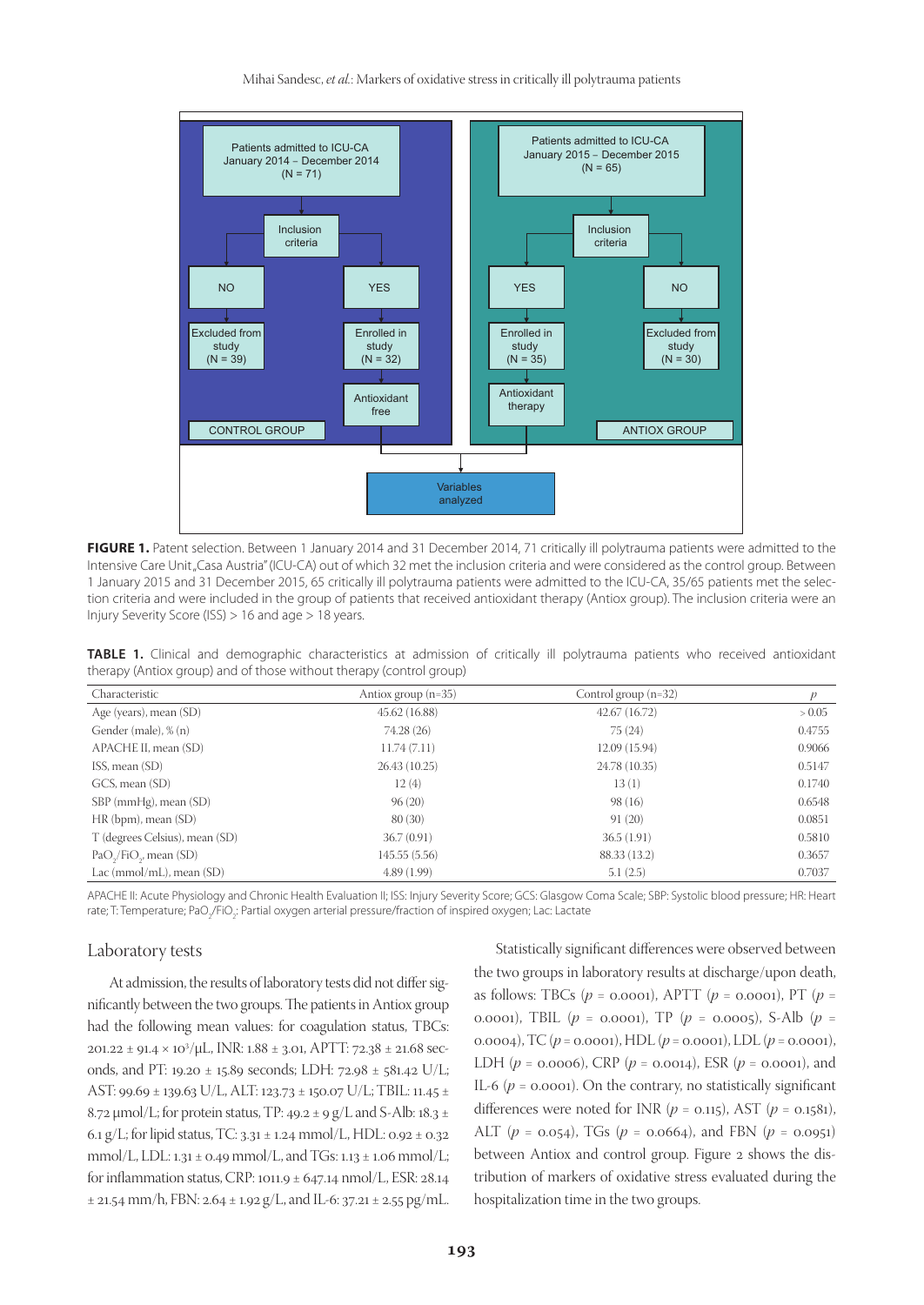**FIGURE 1.** Patent selection. Between 1 January 2014 and 31 December 2014, 71 critically ill polytrauma patients were admitted to the Intensive Care Unit „Casa Austria" (ICU-CA) out of which 32 met the inclusion criteria and were considered as the control group. Between 1 January 2015 and 31 December 2015, 65 critically ill polytrauma patients were admitted to the ICU-CA, 35/65 patients met the selection criteria and were included in the group of patients that received antioxidant therapy (Antiox group). The inclusion criteria were an Injury Severity Score (ISS) > 16 and age > 18 years.

**TABLE 1.** Clinical and demographic characteristics at admission of critically ill polytrauma patients who received antioxidant therapy (Antiox group) and of those without therapy (control group)

| Characteristic | Antiox group (n=35) | Control group (n=32) | *p* |
|---|---|---|---|
| Age (years), mean (SD) | 45.62 (16.88) | 42.67 (16.72) | > 0.05 |
| Gender (male), % (n) | 74.28 (26) | 75 (24) | 0.4755 |
| APACHE II, mean (SD) | 11.74 (7.11) | 12.09 (15.94) | 0.9066 |
| ISS, mean (SD) | 26.43 (10.25) | 24.78 (10.35) | 0.5147 |
| GCS, mean (SD) | 12 (4) | 13 (1) | 0.1740 |
| SBP (mmHg), mean (SD) | 96 (20) | 98 (16) | 0.6548 |
| HR (bpm), mean (SD) | 80 (30) | 91 (20) | 0.0851 |
| T (degrees Celsius), mean (SD) | 36.7 (0.91) | 36.5 (1.91) | 0.5810 |
| $PaO_2/FiO_2$, mean (SD) | 145.55 (5.56) | 88.33 (13.2) | 0.3657 |
| Lac (mmol/mL), mean (SD) | 4.89 (1.99) | 5.1 (2.5) | 0.7037 |

APACHE II: Acute Physiology and Chronic Health Evaluation II; ISS: Injury Severity Score; GCS: Glasgow Coma Scale; SBP: Systolic blood pressure; HR: Heart rate; T: Temperature; $PaO_2/FiO_2$: Partial oxygen arterial pressure/fraction of inspired oxygen; Lac: Lactate

## Laboratory tests

At admission, the results of laboratory tests did not differ significantly between the two groups. The patients in Antiox group had the following mean values: for coagulation status, TBCs: 201.22 ± 91.4 × $10^3$/µL, INR: 1.88 ± 3.01, APTT: 72.38 ± 21.68 seconds, and PT: 19.20 ± 15.89 seconds; LDH: 72.98 ± 581.42 U/L; AST: 99.69 ± 139.63 U/L, ALT: 123.73 ± 150.07 U/L; TBIL: 11.45 ± 8.72 µmol/L; for protein status, TP: 49.2 ± 9 g/L and S-Alb: 18.3 ± 6.1 g/L; for lipid status, TC: 3.31 ± 1.24 mmol/L, HDL: 0.92 ± 0.32 mmol/L, LDL: 1.31 ± 0.49 mmol/L, and TGs: 1.13 ± 1.06 mmol/L; for inflammation status, CRP: 1011.9 ± 647.14 nmol/L, ESR: 28.14 ± 21.54 mm/h, FBN: 2.64 ± 1.92 g/L, and IL-6: 37.21 ± 2.55 pg/mL.

Statistically significant differences were observed between the two groups in laboratory results at discharge/upon death, as follows: TBCs ($p$ = 0.0001), APTT ($p$ = 0.0001), PT ($p$ = 0.0001), TBIL ($p$ = 0.0001), TP ($p$ = 0.0005), S-Alb ($p$ = 0.0004), TC ($p$ = 0.0001), HDL ($p$ = 0.0001), LDL ($p$ = 0.0001), LDH ($p$ = 0.0006), CRP ($p$ = 0.0014), ESR ($p$ = 0.0001), and IL-6 ($p$ = 0.0001). On the contrary, no statistically significant differences were noted for INR ($p$ = 0.115), AST ($p$ = 0.1581), ALT ($p$ = 0.054), TGs ($p$ = 0.0664), and FBN ($p$ = 0.0951) between Antiox and control group. Figure 2 shows the distribution of markers of oxidative stress evaluated during the hospitalization time in the two groups.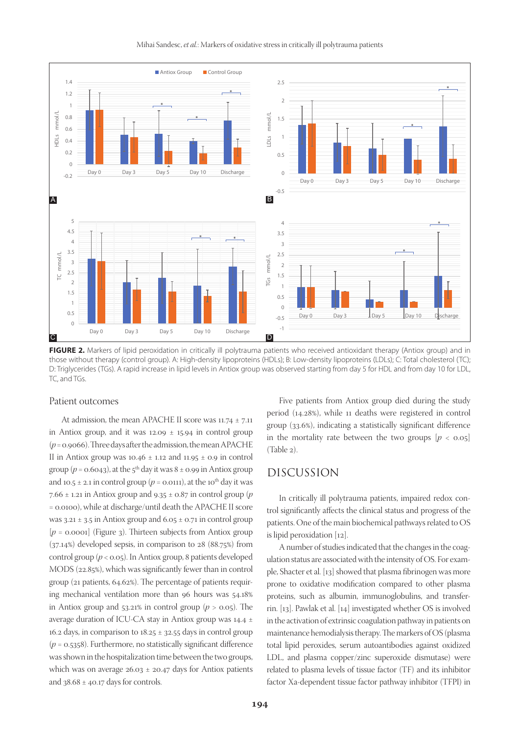**FIGURE 2.** Markers of lipid peroxidation in critically ill polytrauma patients who received antioxidant therapy (Antiox group) and in those without therapy (control group). A: High-density lipoproteins (HDLs); B: Low-density lipoproteins (LDLs); C: Total cholesterol (TC); D: Triglycerides (TGs). A rapid increase in lipid levels in Antiox group was observed starting from day 5 for HDL and from day 10 for LDL, TC, and TGs.

## Patient outcomes

At admission, the mean APACHE II score was 11.74 ± 7.11 in Antiox group, and it was 12.09 ± 15.94 in control group ($p = 0.9066$). Three days after the admission, the mean APACHE II in Antiox group was 10.46 ± 1.12 and 11.95 ± 0.9 in control group ($p = 0.6043$), at the 5th day it was 8 ± 0.99 in Antiox group and 10.5 ± 2.1 in control group ($p = 0.0111$), at the 10th day it was 7.66 ± 1.21 in Antiox group and 9.35 ± 0.87 in control group ($p = 0.0100$), while at discharge/until death the APACHE II score was 3.21 ± 3.5 in Antiox group and 6.05 ± 0.71 in control group [$p = 0.0001$] (Figure 3). Thirteen subjects from Antiox group (37.14%) developed sepsis, in comparison to 28 (88.75%) from control group ($p < 0.05$). In Antiox group, 8 patients developed MODS (22.85%), which was significantly fewer than in control group (21 patients, 64.62%). The percentage of patients requiring mechanical ventilation more than 96 hours was 54.18% in Antiox group and 53.21% in control group ($p > 0.05$). The average duration of ICU-CA stay in Antiox group was 14.4 ± 16.2 days, in comparison to 18.25 ± 32.55 days in control group ($p = 0.5358$). Furthermore, no statistically significant difference was shown in the hospitalization time between the two groups, which was on average 26.03 ± 20.47 days for Antiox patients and 38.68 ± 40.17 days for controls.

Five patients from Antiox group died during the study period (14.28%), while 11 deaths were registered in control group (33.6%), indicating a statistically significant difference in the mortality rate between the two groups [$p < 0.05$] (Table 2).

## DISCUSSION

In critically ill polytrauma patients, impaired redox control significantly affects the clinical status and progress of the patients. One of the main biochemical pathways related to OS is lipid peroxidation [12].

A number of studies indicated that the changes in the coagulation status are associated with the intensity of OS. For example, Shacter et al. [13] showed that plasma fibrinogen was more prone to oxidative modification compared to other plasma proteins, such as albumin, immunoglobulins, and transferrin. [13]. Pawlak et al. [14] investigated whether OS is involved in the activation of extrinsic coagulation pathway in patients on maintenance hemodialysis therapy. The markers of OS (plasma total lipid peroxides, serum autoantibodies against oxidized LDL, and plasma copper/zinc superoxide dismutase) were related to plasma levels of tissue factor (TF) and its inhibitor factor Xa-dependent tissue factor pathway inhibitor (TFPI) in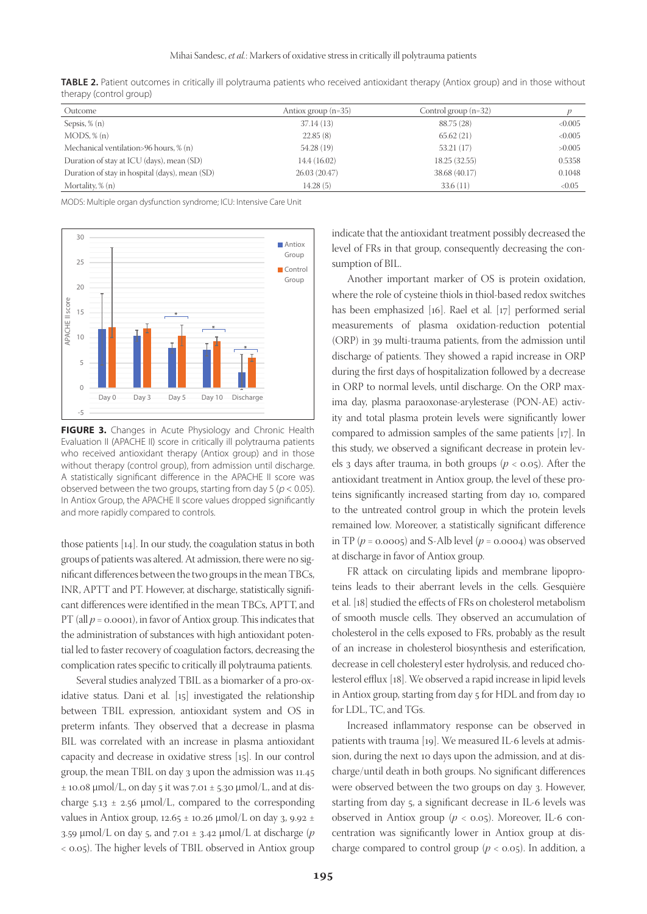**TABLE 2.** Patient outcomes in critically ill polytrauma patients who received antioxidant therapy (Antiox group) and in those without therapy (control group)

| Outcome | Antiox group (n=35) | Control group (n=32) | $p$ |
|---|---|---|---|
| Sepsis, % (n) | 37.14 (13) | 88.75 (28) | <0.005 |
| MODS, % (n) | 22.85 (8) | 65.62 (21) | <0.005 |
| Mechanical ventilation>96 hours, % (n) | 54.28 (19) | 53.21 (17) | >0.005 |
| Duration of stay at ICU (days), mean (SD) | 14.4 (16.02) | 18.25 (32.55) | 0.5358 |
| Duration of stay in hospital (days), mean (SD) | 26.03 (20.47) | 38.68 (40.17) | 0.1048 |
| Mortality, % (n) | 14.28 (5) | 33.6 (11) | <0.05 |

MODS: Multiple organ dysfunction syndrome; ICU: Intensive Care Unit

**FIGURE 3.** Changes in Acute Physiology and Chronic Health Evaluation II (APACHE II) score in critically ill polytrauma patients who received antioxidant therapy (Antiox group) and in those without therapy (control group), from admission until discharge. A statistically significant difference in the APACHE II score was observed between the two groups, starting from day 5 ($p < 0.05$). In Antiox Group, the APACHE II score values dropped significantly and more rapidly compared to controls.

those patients [14]. In our study, the coagulation status in both groups of patients was altered. At admission, there were no significant differences between the two groups in the mean TBCs, INR, APTT and PT. However, at discharge, statistically significant differences were identified in the mean TBCs, APTT, and PT (all $p = 0.0001$), in favor of Antiox group. This indicates that the administration of substances with high antioxidant potential led to faster recovery of coagulation factors, decreasing the complication rates specific to critically ill polytrauma patients.

Several studies analyzed TBIL as a biomarker of a pro-oxidative status. Dani et al. [15] investigated the relationship between TBIL expression, antioxidant system and OS in preterm infants. They observed that a decrease in plasma BIL was correlated with an increase in plasma antioxidant capacity and decrease in oxidative stress [15]. In our control group, the mean TBIL on day 3 upon the admission was 11.45 ± 10.08 µmol/L, on day 5 it was 7.01 ± 5.30 µmol/L, and at discharge 5.13 ± 2.56 µmol/L, compared to the corresponding values in Antiox group, 12.65 ± 10.26 µmol/L on day 3, 9.92 ± 3.59 µmol/L on day 5, and 7.01 ± 3.42 µmol/L at discharge ($p < 0.05$). The higher levels of TBIL observed in Antiox group indicate that the antioxidant treatment possibly decreased the level of FRs in that group, consequently decreasing the consumption of BIL.

Another important marker of OS is protein oxidation, where the role of cysteine thiols in thiol-based redox switches has been emphasized [16]. Rael et al. [17] performed serial measurements of plasma oxidation-reduction potential (ORP) in 39 multi-trauma patients, from the admission until discharge of patients. They showed a rapid increase in ORP during the first days of hospitalization followed by a decrease in ORP to normal levels, until discharge. On the ORP maxima day, plasma paraoxonase-arylesterase (PON-AE) activity and total plasma protein levels were significantly lower compared to admission samples of the same patients [17]. In this study, we observed a significant decrease in protein levels 3 days after trauma, in both groups ($p < 0.05$). After the antioxidant treatment in Antiox group, the level of these proteins significantly increased starting from day 10, compared to the untreated control group in which the protein levels remained low. Moreover, a statistically significant difference in TP ($p = 0.0005$) and S-Alb level ($p = 0.0004$) was observed at discharge in favor of Antiox group.

FR attack on circulating lipids and membrane lipoproteins leads to their aberrant levels in the cells. Gesquière et al. [18] studied the effects of FRs on cholesterol metabolism of smooth muscle cells. They observed an accumulation of cholesterol in the cells exposed to FRs, probably as the result of an increase in cholesterol biosynthesis and esterification, decrease in cell cholesteryl ester hydrolysis, and reduced cholesterol efflux [18]. We observed a rapid increase in lipid levels in Antiox group, starting from day 5 for HDL and from day 10 for LDL, TC, and TGs.

Increased inflammatory response can be observed in patients with trauma [19]. We measured IL-6 levels at admission, during the next 10 days upon the admission, and at discharge/until death in both groups. No significant differences were observed between the two groups on day 3. However, starting from day 5, a significant decrease in IL-6 levels was observed in Antiox group ($p < 0.05$). Moreover, IL-6 concentration was significantly lower in Antiox group at discharge compared to control group ($p < 0.05$). In addition, a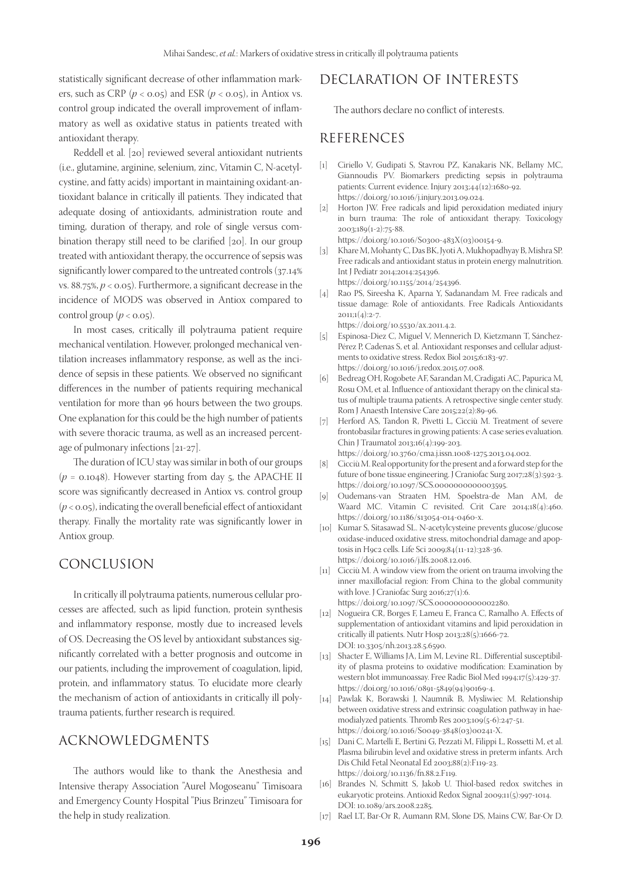statistically significant decrease of other inflammation markers, such as CRP ($p < 0.05$) and ESR ($p < 0.05$), in Antiox vs. control group indicated the overall improvement of inflammatory as well as oxidative status in patients treated with antioxidant therapy.

Reddell et al. [20] reviewed several antioxidant nutrients (i.e., glutamine, arginine, selenium, zinc, Vitamin C, N-acetylcystine, and fatty acids) important in maintaining oxidant-antioxidant balance in critically ill patients. They indicated that adequate dosing of antioxidants, administration route and timing, duration of therapy, and role of single versus combination therapy still need to be clarified [20]. In our group treated with antioxidant therapy, the occurrence of sepsis was significantly lower compared to the untreated controls (37.14% vs. 88.75%, $p < 0.05$). Furthermore, a significant decrease in the incidence of MODS was observed in Antiox compared to control group ($p < 0.05$).

In most cases, critically ill polytrauma patient require mechanical ventilation. However, prolonged mechanical ventilation increases inflammatory response, as well as the incidence of sepsis in these patients. We observed no significant differences in the number of patients requiring mechanical ventilation for more than 96 hours between the two groups. One explanation for this could be the high number of patients with severe thoracic trauma, as well as an increased percentage of pulmonary infections [21-27].

The duration of ICU stay was similar in both of our groups ($p = 0.1048$). However starting from day 5, the APACHE II score was significantly decreased in Antiox vs. control group ($p < 0.05$), indicating the overall beneficial effect of antioxidant therapy. Finally the mortality rate was significantly lower in Antiox group.

## CONCLUSION

In critically ill polytrauma patients, numerous cellular processes are affected, such as lipid function, protein synthesis and inflammatory response, mostly due to increased levels of OS. Decreasing the OS level by antioxidant substances significantly correlated with a better prognosis and outcome in our patients, including the improvement of coagulation, lipid, protein, and inflammatory status. To elucidate more clearly the mechanism of action of antioxidants in critically ill polytrauma patients, further research is required.

## ACKNOWLEDGMENTS

The authors would like to thank the Anesthesia and Intensive therapy Association "Aurel Mogoseanu" Timisoara and Emergency County Hospital "Pius Brinzeu" Timisoara for the help in study realization.

## DECLARATION OF INTERESTS

The authors declare no conflict of interests.

## REFERENCES

[1] Ciriello V, Gudipati S, Stavrou PZ, Kanakaris NK, Bellamy MC, Giannoudis PV. Biomarkers predicting sepsis in polytrauma patients: Current evidence. Injury 2013;44(12):1680-92. https://doi.org/10.1016/j.injury.2013.09.024.

[2] Horton JW. Free radicals and lipid peroxidation mediated injury in burn trauma: The role of antioxidant therapy. Toxicology 2003;189(1-2):75-88. https://doi.org/10.1016/S0300-483X(03)00154-9.

[3] Khare M, Mohanty C, Das BK, Jyoti A, Mukhopadhyay B, Mishra SP. Free radicals and antioxidant status in protein energy malnutrition. Int J Pediatr 2014;2014:254396. https://doi.org/10.1155/2014/254396.

[4] Rao PS, Sireesha K, Aparna Y, Sadanandam M. Free radicals and tissue damage: Role of antioxidants. Free Radicals Antioxidants 2011;1(4):2-7. https://doi.org/10.5530/ax.2011.4.2.

[5] Espinosa-Diez C, Miguel V, Mennerich D, Kietzmann T, Sánchez-Pérez P, Cadenas S, et al. Antioxidant responses and cellular adjustments to oxidative stress. Redox Biol 2015;6:183-97. https://doi.org/10.1016/j.redox.2015.07.008.

[6] Bedreag OH, Rogobete AF, Sarandan M, Cradigati AC, Papurica M, Rosu OM, et al. Influence of antioxidant therapy on the clinical status of multiple trauma patients. A retrospective single center study. Rom J Anaesth Intensive Care 2015;22(2):89-96.

[7] Herford AS, Tandon R, Pivetti L, Cicciù M. Treatment of severe frontobasilar fractures in growing patients: A case series evaluation. Chin J Traumatol 2013;16(4):199-203. https://doi.org/10.3760/cma.j.issn.1008-1275.2013.04.002.

[8] Cicciù M. Real opportunity for the present and a forward step for the future of bone tissue engineering. J Craniofac Surg 2017;28(3):592-3. https://doi.org/10.1097/SCS.0000000000003595.

[9] Oudemans-van Straaten HM, Spoelstra-de Man AM, de Waard MC. Vitamin C revisited. Crit Care 2014;18(4):460. https://doi.org/10.1186/s13054-014-0460-x.

[10] Kumar S, Sitasawad SL. N-acetylcysteine prevents glucose/glucose oxidase-induced oxidative stress, mitochondrial damage and apoptosis in H9c2 cells. Life Sci 2009;84(11-12):328-36. https://doi.org/10.1016/j.lfs.2008.12.016.

[11] Cicciù M. A window view from the orient on trauma involving the inner maxillofacial region: From China to the global community with love. J Craniofac Surg 2016;27(1):6. https://doi.org/10.1097/SCS.0000000000002280.

[12] Nogueira CR, Borges F, Lameu E, Franca C, Ramalho A. Effects of supplementation of antioxidant vitamins and lipid peroxidation in critically ill patients. Nutr Hosp 2013;28(5):1666-72. DOI: 10.3305/nh.2013.28.5.6590.

[13] Shacter E, Williams JA, Lim M, Levine RL. Differential susceptibility of plasma proteins to oxidative modification: Examination by western blot immunoassay. Free Radic Biol Med 1994;17(5):429-37. https://doi.org/10.1016/0891-5849(94)90169-4.

[14] Pawlak K, Borawski J, Naumnik B, Mysliwiec M. Relationship between oxidative stress and extrinsic coagulation pathway in haemodialyzed patients. Thromb Res 2003;109(5-6):247-51. https://doi.org/10.1016/S0049-3848(03)00241-X.

[15] Dani C, Martelli E, Bertini G, Pezzati M, Filippi L, Rossetti M, et al. Plasma bilirubin level and oxidative stress in preterm infants. Arch Dis Child Fetal Neonatal Ed 2003;88(2):F119-23. https://doi.org/10.1136/fn.88.2.F119.

[16] Brandes N, Schmitt S, Jakob U. Thiol-based redox switches in eukaryotic proteins. Antioxid Redox Signal 2009;11(5):997-1014. DOI: 10.1089/ars.2008.2285.

[17] Rael LT, Bar-Or R, Aumann RM, Slone DS, Mains CW, Bar-Or D.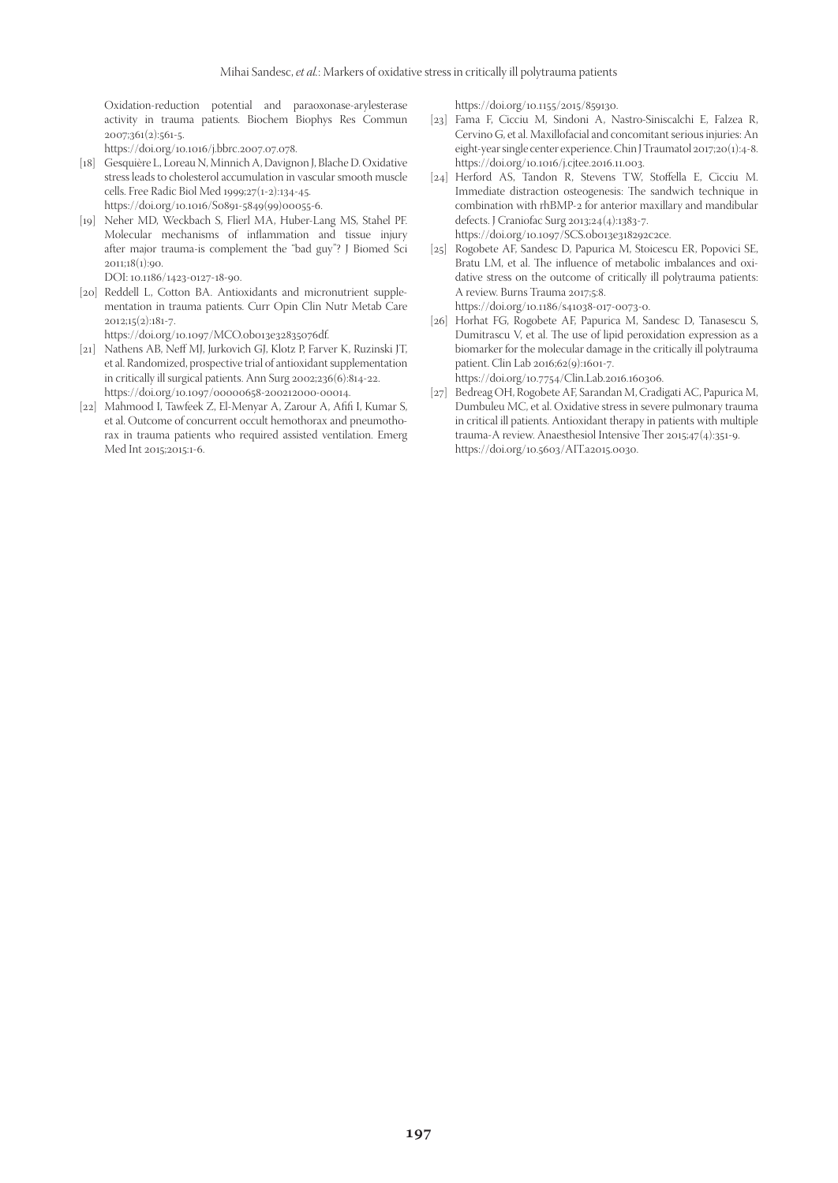Oxidation-reduction potential and paraoxonase-arylesterase activity in trauma patients. Biochem Biophys Res Commun 2007;361(2):561-5.
https://doi.org/10.1016/j.bbrc.2007.07.078.

[18] Gesquière L, Loreau N, Minnich A, Davignon J, Blache D. Oxidative stress leads to cholesterol accumulation in vascular smooth muscle cells. Free Radic Biol Med 1999;27(1-2):134-45.
https://doi.org/10.1016/S0891-5849(99)00055-6.

[19] Neher MD, Weckbach S, Flierl MA, Huber-Lang MS, Stahel PF. Molecular mechanisms of inflammation and tissue injury after major trauma-is complement the "bad guy"? J Biomed Sci 2011;18(1):90.
DOI: 10.1186/1423-0127-18-90.

[20] Reddell L, Cotton BA. Antioxidants and micronutrient supplementation in trauma patients. Curr Opin Clin Nutr Metab Care 2012;15(2):181-7.
https://doi.org/10.1097/MCO.0b013e32835076df.

[21] Nathens AB, Neff MJ, Jurkovich GJ, Klotz P, Farver K, Ruzinski JT, et al. Randomized, prospective trial of antioxidant supplementation in critically ill surgical patients. Ann Surg 2002;236(6):814-22.
https://doi.org/10.1097/00000658-200212000-00014.

[22] Mahmood I, Tawfeek Z, El-Menyar A, Zarour A, Afifi I, Kumar S, et al. Outcome of concurrent occult hemothorax and pneumothorax in trauma patients who required assisted ventilation. Emerg Med Int 2015;2015:1-6.
https://doi.org/10.1155/2015/859130.

[23] Fama F, Cicciu M, Sindoni A, Nastro-Siniscalchi E, Falzea R, Cervino G, et al. Maxillofacial and concomitant serious injuries: An eight-year single center experience. Chin J Traumatol 2017;20(1):4-8.
https://doi.org/10.1016/j.cjtee.2016.11.003.

[24] Herford AS, Tandon R, Stevens TW, Stoffella E, Cicciu M. Immediate distraction osteogenesis: The sandwich technique in combination with rhBMP-2 for anterior maxillary and mandibular defects. J Craniofac Surg 2013;24(4):1383-7.
https://doi.org/10.1097/SCS.0b013e318292c2ce.

[25] Rogobete AF, Sandesc D, Papurica M, Stoicescu ER, Popovici SE, Bratu LM, et al. The influence of metabolic imbalances and oxidative stress on the outcome of critically ill polytrauma patients: A review. Burns Trauma 2017;5:8.
https://doi.org/10.1186/s41038-017-0073-0.

[26] Horhat FG, Rogobete AF, Papurica M, Sandesc D, Tanasescu S, Dumitrascu V, et al. The use of lipid peroxidation expression as a biomarker for the molecular damage in the critically ill polytrauma patient. Clin Lab 2016;62(9):1601-7.
https://doi.org/10.7754/Clin.Lab.2016.160306.

[27] Bedreag OH, Rogobete AF, Sarandan M, Cradigati AC, Papurica M, Dumbuleu MC, et al. Oxidative stress in severe pulmonary trauma in critical ill patients. Antioxidant therapy in patients with multiple trauma-A review. Anaesthesiol Intensive Ther 2015;47(4):351-9.
https://doi.org/10.5603/AIT.a2015.0030.